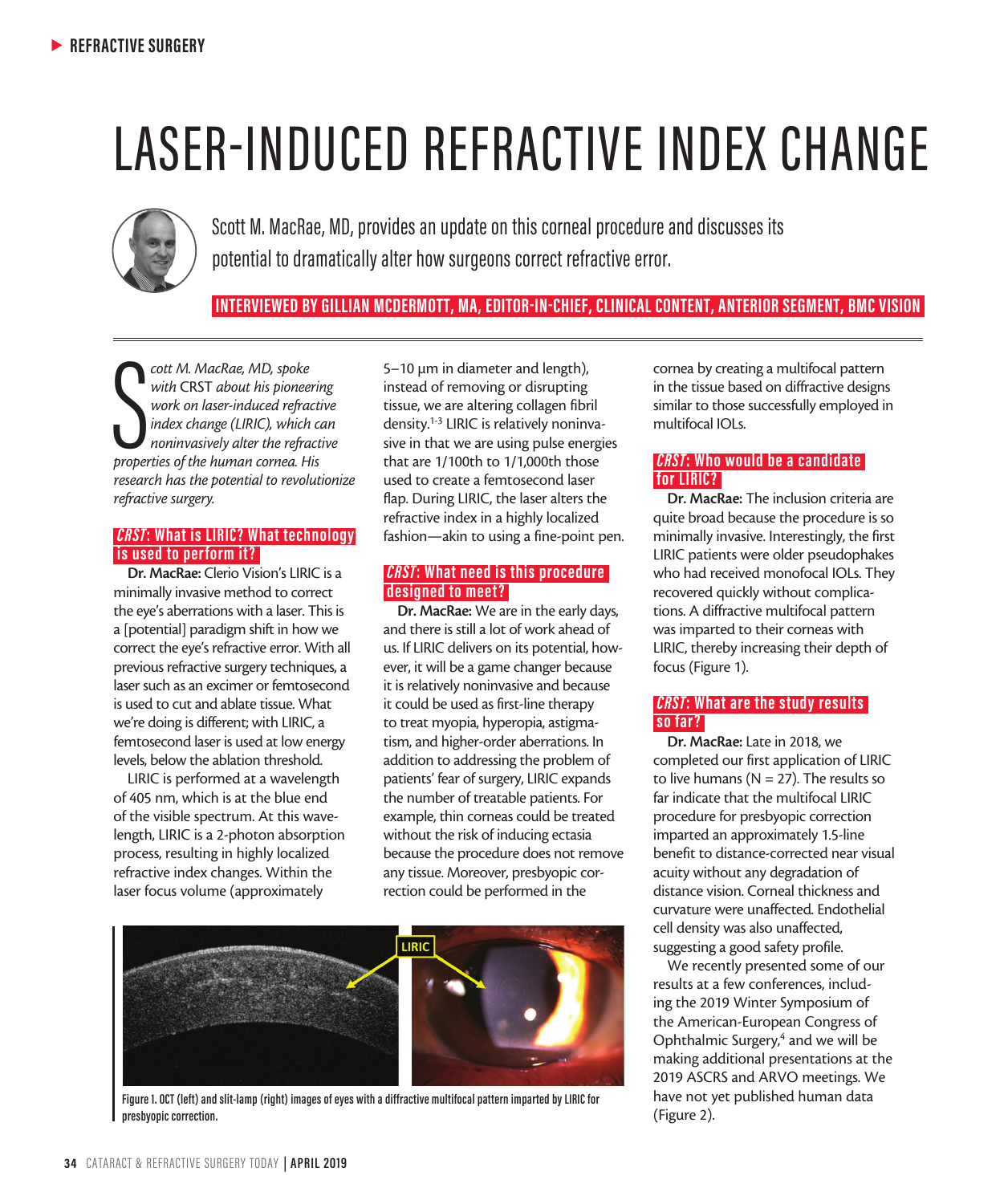# LASER-INDUCED REFRACTIVE INDEX CHANGE

Scott M. MacRae, MD, provides an update on this corneal procedure and discusses its potential to dramatically alter how surgeons correct refractive error.

**INTERVIEWED BY GILLIAN MCDERMOTT, MA, EDITOR-IN-CHIEF, CLINICAL CONTENT, ANTERIOR SEGMENT, BMC VISION**

*Scott M. MacRae, MD, spoke with* CRST *about his pioneering work on laser-induced refractive index change (LIRIC), which can noninvasively alter the refractive properties of the human cornea. His research has the potential to revolutionize refractive surgery.*

## *CRST*: What is LIRIC? What technology is used to perform it?

**Dr. MacRae:** Clerio Vision's LIRIC is a minimally invasive method to correct the eye's aberrations with a laser. This is a [potential] paradigm shift in how we correct the eye's refractive error. With all previous refractive surgery techniques, a laser such as an excimer or femtosecond is used to cut and ablate tissue. What we're doing is different; with LIRIC, a femtosecond laser is used at low energy levels, below the ablation threshold.

LIRIC is performed at a wavelength of 405 nm, which is at the blue end of the visible spectrum. At this wavelength, LIRIC is a 2-photon absorption process, resulting in highly localized refractive index changes. Within the laser focus volume (approximately 5–10 µm in diameter and length), instead of removing or disrupting tissue, we are altering collagen fibril density.[1-3] LIRIC is relatively noninvasive in that we are using pulse energies that are 1/100th to 1/1,000th those used to create a femtosecond laser flap. During LIRIC, the laser alters the refractive index in a highly localized fashion—akin to using a fine-point pen.

## *CRST*: What need is this procedure designed to meet?

**Dr. MacRae:** We are in the early days, and there is still a lot of work ahead of us. If LIRIC delivers on its potential, however, it will be a game changer because it is relatively noninvasive and because it could be used as first-line therapy to treat myopia, hyperopia, astigmatism, and higher-order aberrations. In addition to addressing the problem of patients' fear of surgery, LIRIC expands the number of treatable patients. For example, thin corneas could be treated without the risk of inducing ectasia because the procedure does not remove any tissue. Moreover, presbyopic correction could be performed in the cornea by creating a multifocal pattern in the tissue based on diffractive designs similar to those successfully employed in multifocal IOLs.

## *CRST*: Who would be a candidate for LIRIC?

**Dr. MacRae:** The inclusion criteria are quite broad because the procedure is so minimally invasive. Interestingly, the first LIRIC patients were older pseudophakes who had received monofocal IOLs. They recovered quickly without complications. A diffractive multifocal pattern was imparted to their corneas with LIRIC, thereby increasing their depth of focus (Figure 1).

Figure 1. OCT (left) and slit-lamp (right) images of eyes with a diffractive multifocal pattern imparted by LIRIC for presbyopic correction.

## *CRST*: What are the study results so far?

**Dr. MacRae:** Late in 2018, we completed our first application of LIRIC to live humans (N = 27). The results so far indicate that the multifocal LIRIC procedure for presbyopic correction imparted an approximately 1.5-line benefit to distance-corrected near visual acuity without any degradation of distance vision. Corneal thickness and curvature were unaffected. Endothelial cell density was also unaffected, suggesting a good safety profile.

We recently presented some of our results at a few conferences, including the 2019 Winter Symposium of the American-European Congress of Ophthalmic Surgery,[4] and we will be making additional presentations at the 2019 ASCRS and ARVO meetings. We have not yet published human data (Figure 2).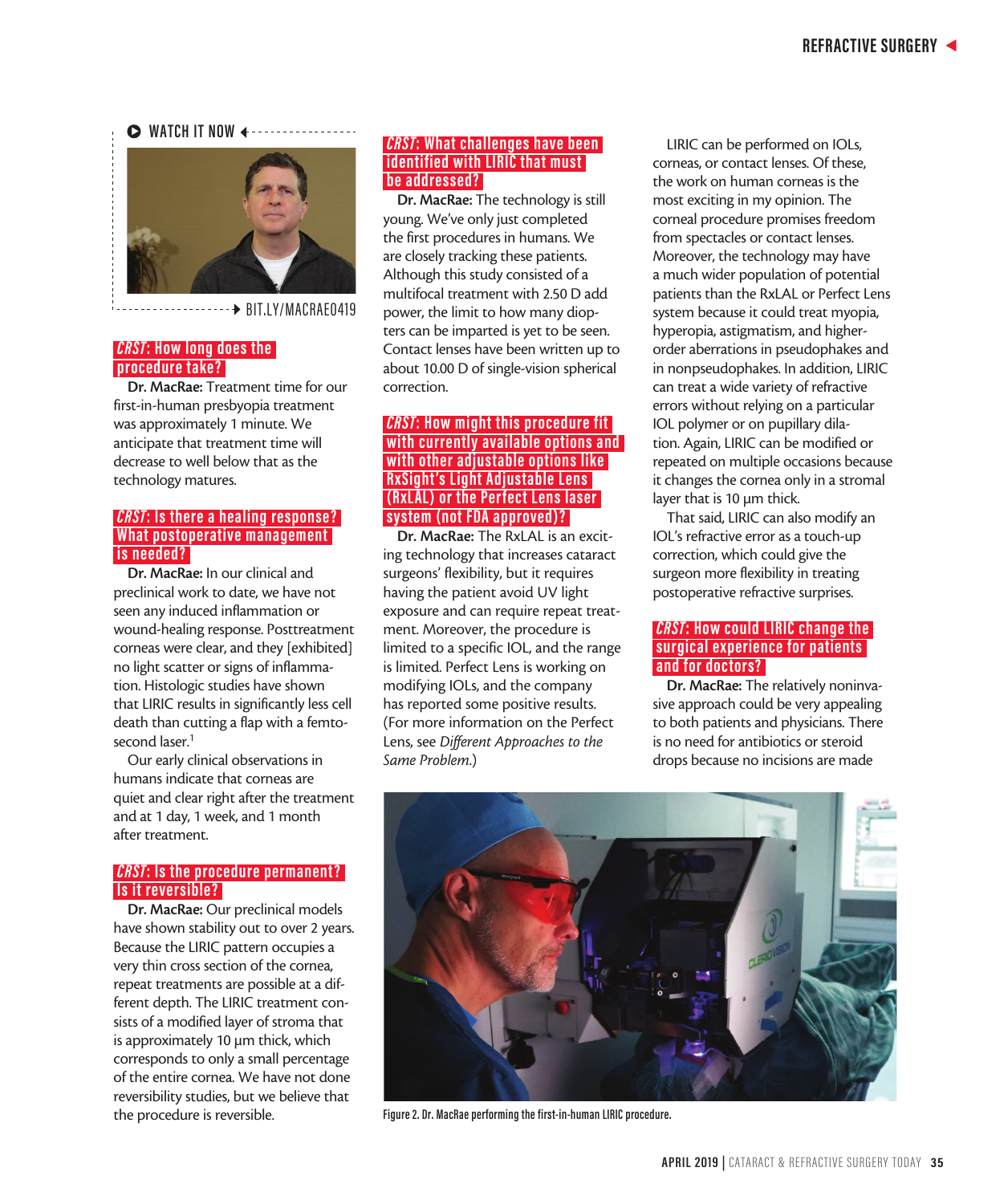WATCH IT NOW

BIT.LY/MACRAE0419

### *CRST*: How long does the procedure take?

**Dr. MacRae:** Treatment time for our first-in-human presbyopia treatment was approximately 1 minute. We anticipate that treatment time will decrease to well below that as the technology matures.

### *CRST*: Is there a healing response? What postoperative management is needed?

**Dr. MacRae:** In our clinical and preclinical work to date, we have not seen any induced inflammation or wound-healing response. Posttreatment corneas were clear, and they [exhibited] no light scatter or signs of inflammation. Histologic studies have shown that LIRIC results in significantly less cell death than cutting a flap with a femtosecond laser.[1]

Our early clinical observations in humans indicate that corneas are quiet and clear right after the treatment and at 1 day, 1 week, and 1 month after treatment.

### *CRST*: Is the procedure permanent? Is it reversible?

**Dr. MacRae:** Our preclinical models have shown stability out to over 2 years. Because the LIRIC pattern occupies a very thin cross section of the cornea, repeat treatments are possible at a different depth. The LIRIC treatment consists of a modified layer of stroma that is approximately 10 µm thick, which corresponds to only a small percentage of the entire cornea. We have not done reversibility studies, but we believe that the procedure is reversible.

### *CRST*: What challenges have been identified with LIRIC that must be addressed?

**Dr. MacRae:** The technology is still young. We've only just completed the first procedures in humans. We are closely tracking these patients. Although this study consisted of a multifocal treatment with 2.50 D add power, the limit to how many diopters can be imparted is yet to be seen. Contact lenses have been written up to about 10.00 D of single-vision spherical correction.

### *CRST*: How might this procedure fit with currently available options and with other adjustable options like RxSight's Light Adjustable Lens (RxLAL) or the Perfect Lens laser system (not FDA approved)?

**Dr. MacRae:** The RxLAL is an exciting technology that increases cataract surgeons' flexibility, but it requires having the patient avoid UV light exposure and can require repeat treatment. Moreover, the procedure is limited to a specific IOL, and the range is limited. Perfect Lens is working on modifying IOLs, and the company has reported some positive results. (For more information on the Perfect Lens, see *Different Approaches to the Same Problem*.)

LIRIC can be performed on IOLs, corneas, or contact lenses. Of these, the work on human corneas is the most exciting in my opinion. The corneal procedure promises freedom from spectacles or contact lenses. Moreover, the technology may have a much wider population of potential patients than the RxLAL or Perfect Lens system because it could treat myopia, hyperopia, astigmatism, and higher-order aberrations in pseudophakes and in nonpseudophakes. In addition, LIRIC can treat a wide variety of refractive errors without relying on a particular IOL polymer or on pupillary dilation. Again, LIRIC can be modified or repeated on multiple occasions because it changes the cornea only in a stromal layer that is 10 µm thick.

That said, LIRIC can also modify an IOL's refractive error as a touch-up correction, which could give the surgeon more flexibility in treating postoperative refractive surprises.

### *CRST*: How could LIRIC change the surgical experience for patients and for doctors?

**Dr. MacRae:** The relatively noninvasive approach could be very appealing to both patients and physicians. There is no need for antibiotics or steroid drops because no incisions are made

Figure 2. Dr. MacRae performing the first-in-human LIRIC procedure.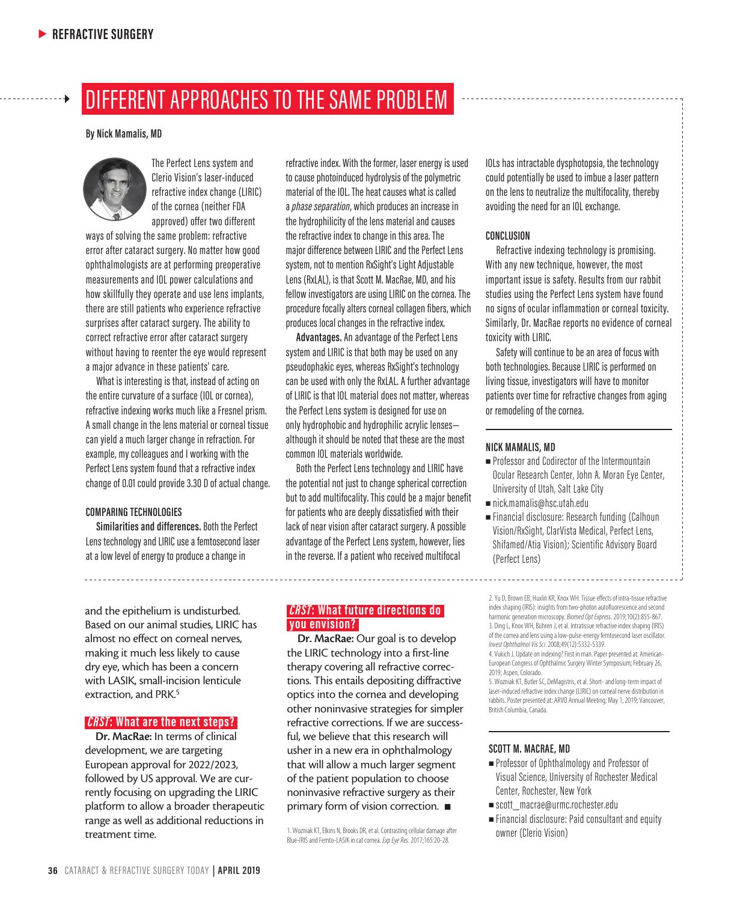## DIFFERENT APPROACHES TO THE SAME PROBLEM

**By Nick Mamalis, MD**

The Perfect Lens system and Clerio Vision's laser-induced refractive index change (LIRIC) of the cornea (neither FDA approved) offer two different ways of solving the same problem: refractive error after cataract surgery. No matter how good ophthalmologists are at performing preoperative measurements and IOL power calculations and how skillfully they operate and use lens implants, there are still patients who experience refractive surprises after cataract surgery. The ability to correct refractive error after cataract surgery without having to reenter the eye would represent a major advance in these patients' care.

What is interesting is that, instead of acting on the entire curvature of a surface (IOL or cornea), refractive indexing works much like a Fresnel prism. A small change in the lens material or corneal tissue can yield a much larger change in refraction. For example, my colleagues and I working with the Perfect Lens system found that a refractive index change of 0.01 could provide 3.30 D of actual change.

### COMPARING TECHNOLOGIES

**Similarities and differences.** Both the Perfect Lens technology and LIRIC use a femtosecond laser at a low level of energy to produce a change in refractive index. With the former, laser energy is used to cause photoinduced hydrolysis of the polymetric material of the IOL. The heat causes what is called a *phase separation*, which produces an increase in the hydrophilicity of the lens material and causes the refractive index to change in this area. The major difference between LIRIC and the Perfect Lens system, not to mention RxSight's Light Adjustable Lens (RxLAL), is that Scott M. MacRae, MD, and his fellow investigators are using LIRIC on the cornea. The procedure focally alters corneal collagen fibers, which produces local changes in the refractive index.

**Advantages.** An advantage of the Perfect Lens system and LIRIC is that both may be used on any pseudophakic eyes, whereas RxSight's technology can be used with only the RxLAL. A further advantage of LIRIC is that IOL material does not matter, whereas the Perfect Lens system is designed for use on only hydrophobic and hydrophilic acrylic lenses—although it should be noted that these are the most common IOL materials worldwide.

Both the Perfect Lens technology and LIRIC have the potential not just to change spherical correction but to add multifocality. This could be a major benefit for patients who are deeply dissatisfied with their lack of near vision after cataract surgery. A possible advantage of the Perfect Lens system, however, lies in the reverse. If a patient who received multifocal IOLs has intractable dysphotopsia, the technology could potentially be used to imbue a laser pattern on the lens to neutralize the multifocality, thereby avoiding the need for an IOL exchange.

### CONCLUSION

Refractive indexing technology is promising. With any new technique, however, the most important issue is safety. Results from our rabbit studies using the Perfect Lens system have found no signs of ocular inflammation or corneal toxicity. Similarly, Dr. MacRae reports no evidence of corneal toxicity with LIRIC.

Safety will continue to be an area of focus with both technologies. Because LIRIC is performed on living tissue, investigators will have to monitor patients over time for refractive changes from aging or remodeling of the cornea.

**NICK MAMALIS, MD**
- Professor and Codirector of the Intermountain Ocular Research Center, John A. Moran Eye Center, University of Utah, Salt Lake City
- nick.mamalis@hsc.utah.edu
- Financial disclosure: Research funding (Calhoun Vision/RxSight, ClarVista Medical, Perfect Lens, Shifamed/Atia Vision); Scientific Advisory Board (Perfect Lens)

---

and the epithelium is undisturbed. Based on our animal studies, LIRIC has almost no effect on corneal nerves, making it much less likely to cause dry eye, which has been a concern with LASIK, small-incision lenticule extraction, and PRK.[5]

### *CRST*: What are the next steps?

**Dr. MacRae:** In terms of clinical development, we are targeting European approval for 2022/2023, followed by US approval. We are currently focusing on upgrading the LIRIC platform to allow a broader therapeutic range as well as additional reductions in treatment time.

### *CRST*: What future directions do you envision?

**Dr. MacRae:** Our goal is to develop the LIRIC technology into a first-line therapy covering all refractive corrections. This entails depositing diffractive optics into the cornea and developing other noninvasive strategies for simpler refractive corrections. If we are successful, we believe that this research will usher in a new era in ophthalmology that will allow a much larger segment of the patient population to choose noninvasive refractive surgery as their primary form of vision correction. ■

1. Wozniak KT, Elkins N, Brooks DR, et al. Contrasting cellular damage after Blue-IRIS and Femto-LASIK in cat cornea. *Exp Eye Res*. 2017;165:20-28.
2. Yu D, Brown EB, Huxlin KR, Knox WH. Tissue effects of intra-tissue refractive index shaping (IRIS): insights from two-photon autofluorescence and second harmonic generation microscopy. *Biomed Opt Express*. 2019;10(2):855-867.
3. Ding L, Knox WH, Bühren J, et al. Intratissue refractive index shaping (IRIS) of the cornea and lens using a low-pulse-energy femtosecond laser oscillator. *Invest Ophthalmol Vis Sci*. 2008;49(12):5332-5339.
4. Vukich J. Update on indexing? First in man. Paper presented at: American-European Congress of Ophthalmic Surgery Winter Symposium; February 26, 2019; Aspen, Colorado.
5. Wozniak KT, Butler SC, DeMagistris, et al. Short- and long-term impact of laser-induced refractive index change (LIRIC) on corneal nerve distribution in rabbits. Poster presented at: ARVO Annual Meeting; May 1, 2019; Vancouver, British Columbia, Canada.

**SCOTT M. MACRAE, MD**
- Professor of Ophthalmology and Professor of Visual Science, University of Rochester Medical Center, Rochester, New York
- scott_macrae@urmc.rochester.edu
- Financial disclosure: Paid consultant and equity owner (Clerio Vision)